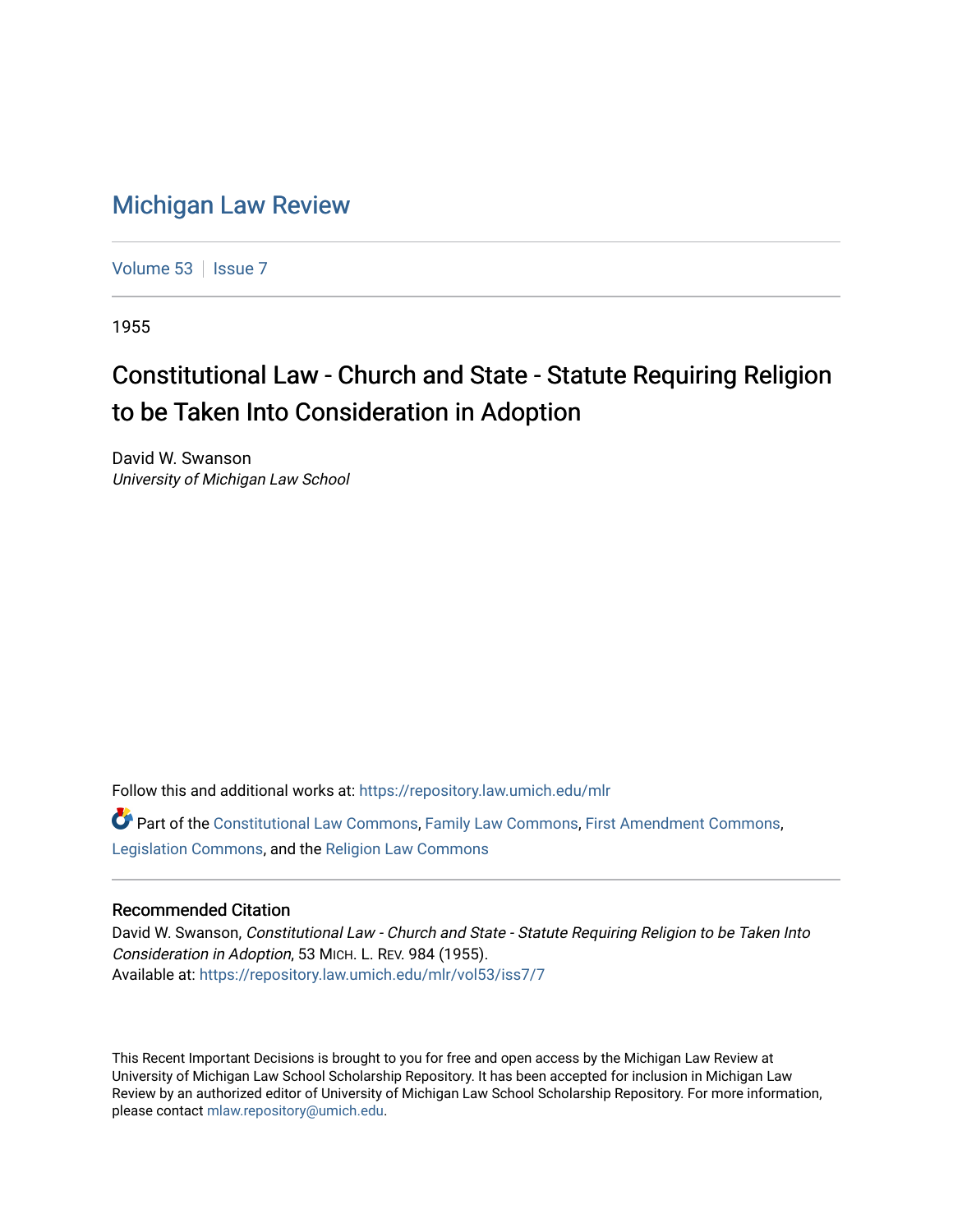# Michigan Law Review

Volume 53 | Issue 7

1955

## Constitutional Law - Church and State - Statute Requiring Religion to be Taken Into Consideration in Adoption

David W. Swanson
*University of Michigan Law School*

Follow this and additional works at: https://repository.law.umich.edu/mlr

Part of the Constitutional Law Commons, Family Law Commons, First Amendment Commons, Legislation Commons, and the Religion Law Commons

### Recommended Citation

David W. Swanson, *Constitutional Law - Church and State - Statute Requiring Religion to be Taken Into Consideration in Adoption*, 53 MICH. L. REV. 984 (1955).
Available at: https://repository.law.umich.edu/mlr/vol53/iss7/7

This Recent Important Decisions is brought to you for free and open access by the Michigan Law Review at University of Michigan Law School Scholarship Repository. It has been accepted for inclusion in Michigan Law Review by an authorized editor of University of Michigan Law School Scholarship Repository. For more information, please contact mlaw.repository@umich.edu.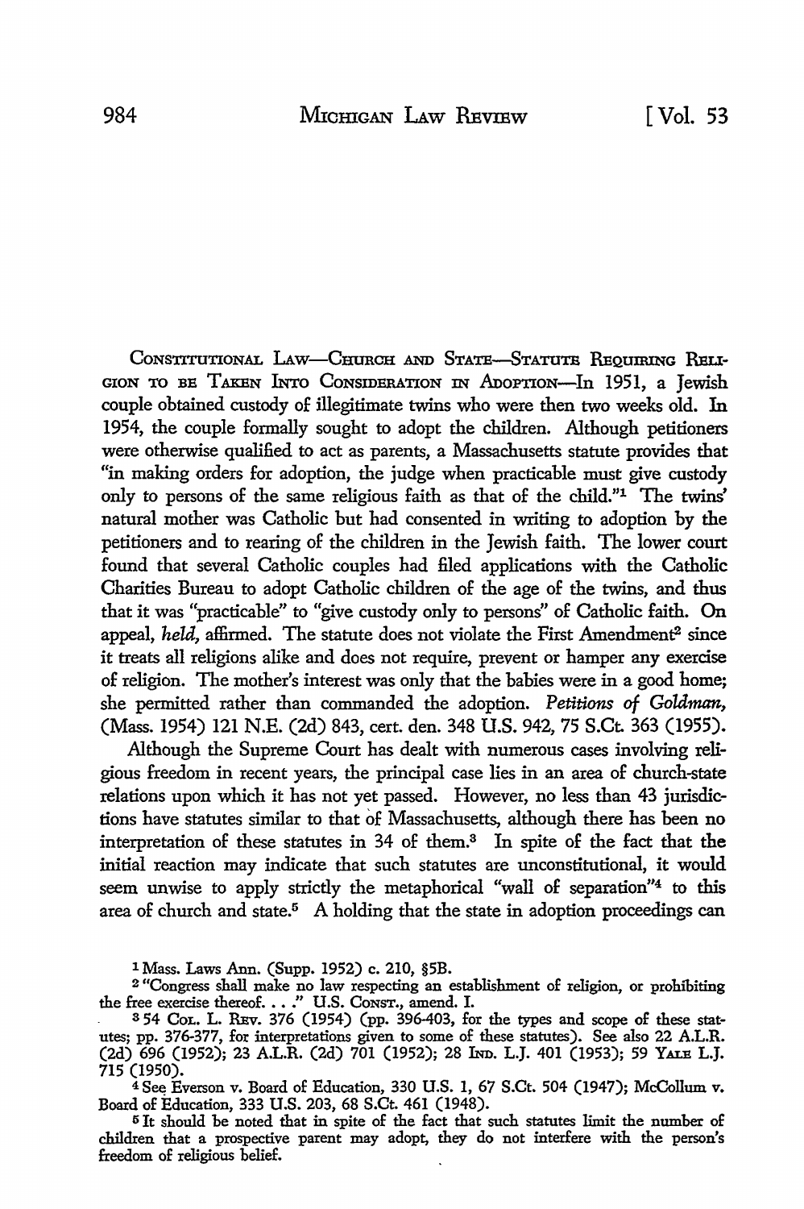CONSTITUTIONAL LAW—CHURCH AND STATE—STATUTE REQUIRING RELIGION TO BE TAKEN INTO CONSIDERATION IN ADOPTION—In 1951, a Jewish couple obtained custody of illegitimate twins who were then two weeks old. In 1954, the couple formally sought to adopt the children. Although petitioners were otherwise qualified to act as parents, a Massachusetts statute provides that "in making orders for adoption, the judge when practicable must give custody only to persons of the same religious faith as that of the child."[1] The twins' natural mother was Catholic but had consented in writing to adoption by the petitioners and to rearing of the children in the Jewish faith. The lower court found that several Catholic couples had filed applications with the Catholic Charities Bureau to adopt Catholic children of the age of the twins, and thus that it was "practicable" to "give custody only to persons" of Catholic faith. On appeal, *held,* affirmed. The statute does not violate the First Amendment[2] since it treats all religions alike and does not require, prevent or hamper any exercise of religion. The mother's interest was only that the babies were in a good home; she permitted rather than commanded the adoption. *Petitions of Goldman,* (Mass. 1954) 121 N.E. (2d) 843, cert. den. 348 U.S. 942, 75 S.Ct. 363 (1955).

Although the Supreme Court has dealt with numerous cases involving religious freedom in recent years, the principal case lies in an area of church-state relations upon which it has not yet passed. However, no less than 43 jurisdictions have statutes similar to that of Massachusetts, although there has been no interpretation of these statutes in 34 of them.[3] In spite of the fact that the initial reaction may indicate that such statutes are unconstitutional, it would seem unwise to apply strictly the metaphorical "wall of separation"[4] to this area of church and state.[5] A holding that the state in adoption proceedings can

---

[1] Mass. Laws Ann. (Supp. 1952) c. 210, §5B.

[2] "Congress shall make no law respecting an establishment of religion, or prohibiting the free exercise thereof. . . ." U.S. CONST., amend. I.

[3] 54 COL. L. REV. 376 (1954) (pp. 396-403, for the types and scope of these statutes; pp. 376-377, for interpretations given to some of these statutes). See also 22 A.L.R. (2d) 696 (1952); 23 A.L.R. (2d) 701 (1952); 28 IND. L.J. 401 (1953); 59 YALE L.J. 715 (1950).

[4] See Everson v. Board of Education, 330 U.S. 1, 67 S.Ct. 504 (1947); McCollum v. Board of Education, 333 U.S. 203, 68 S.Ct. 461 (1948).

[5] It should be noted that in spite of the fact that such statutes limit the number of children that a prospective parent may adopt, they do not interfere with the person's freedom of religious belief.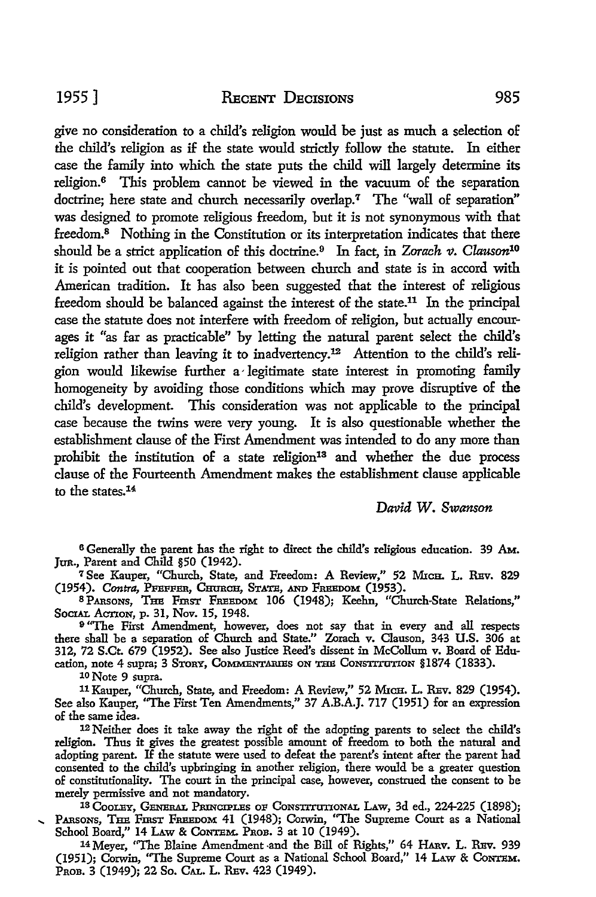give no consideration to a child's religion would be just as much a selection of the child's religion as if the state would strictly follow the statute. In either case the family into which the state puts the child will largely determine its religion.[6] This problem cannot be viewed in the vacuum of the separation doctrine; here state and church necessarily overlap.[7] The "wall of separation" was designed to promote religious freedom, but it is not synonymous with that freedom.[8] Nothing in the Constitution or its interpretation indicates that there should be a strict application of this doctrine.[9] In fact, in *Zorach v. Clauson*[10] it is pointed out that cooperation between church and state is in accord with American tradition. It has also been suggested that the interest of religious freedom should be balanced against the interest of the state.[11] In the principal case the statute does not interfere with freedom of religion, but actually encourages it "as far as practicable" by letting the natural parent select the child's religion rather than leaving it to inadvertency.[12] Attention to the child's religion would likewise further a legitimate state interest in promoting family homogeneity by avoiding those conditions which may prove disruptive of the child's development. This consideration was not applicable to the principal case because the twins were very young. It is also questionable whether the establishment clause of the First Amendment was intended to do any more than prohibit the institution of a state religion[13] and whether the due process clause of the Fourteenth Amendment makes the establishment clause applicable to the states.[14]

*David W. Swanson*

[6] Generally the parent has the right to direct the child's religious education. 39 AM. JUR., Parent and Child §50 (1942).

[7] See Kauper, "Church, State, and Freedom: A Review," 52 MICH. L. REV. 829 (1954). *Contra*, PFEFFER, CHURCH, STATE, AND FREEDOM (1953).

[8] PARSONS, THE FIRST FREEDOM 106 (1948); Keehn, "Church-State Relations," SOCIAL ACTION, p. 31, Nov. 15, 1948.

[9] "The First Amendment, however, does not say that in every and all respects there shall be a separation of Church and State." Zorach v. Clauson, 343 U.S. 306 at 312, 72 S.Ct. 679 (1952). See also Justice Reed's dissent in McCollum v. Board of Education, note 4 supra; 3 STORY, COMMENTARIES ON THE CONSTITUTION §1874 (1833).

[10] Note 9 supra.

[11] Kauper, "Church, State, and Freedom: A Review," 52 MICH. L. REV. 829 (1954). See also Kauper, "The First Ten Amendments," 37 A.B.A.J. 717 (1951) for an expression of the same idea.

[12] Neither does it take away the right of the adopting parents to select the child's religion. Thus it gives the greatest possible amount of freedom to both the natural and adopting parent. If the statute were used to defeat the parent's intent after the parent had consented to the child's upbringing in another religion, there would be a greater question of constitutionality. The court in the principal case, however, construed the consent to be merely permissive and not mandatory.

[13] COOLEY, GENERAL PRINCIPLES OF CONSTITUTIONAL LAW, 3d ed., 224-225 (1898); PARSONS, THE FIRST FREEDOM 41 (1948); Corwin, "The Supreme Court as a National School Board," 14 LAW & CONTEM. PROB. 3 at 10 (1949).

[14] Meyer, "The Blaine Amendment and the Bill of Rights," 64 HARV. L. REV. 939 (1951); Corwin, "The Supreme Court as a National School Board," 14 LAW & CONTEM. PROB. 3 (1949); 22 So. CAL. L. REV. 423 (1949).